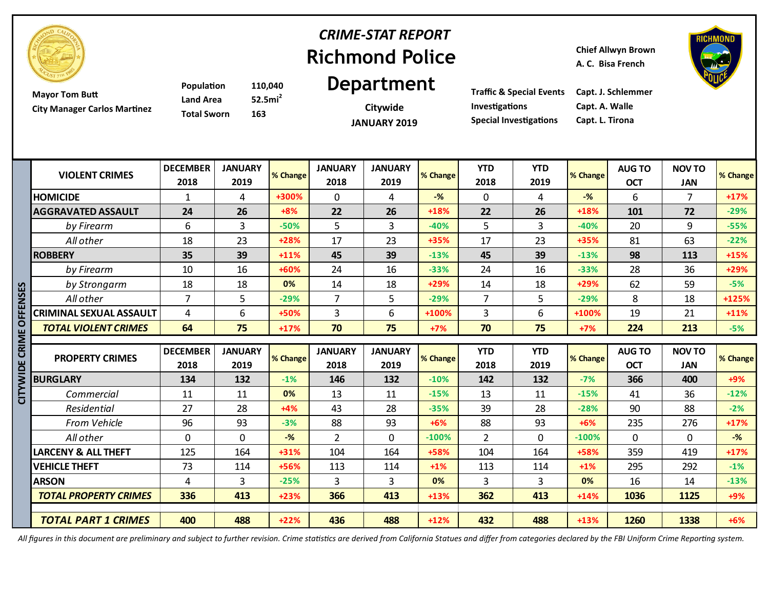*CRIME-STAT REPORT*

# Richmond Police Department

Citywide

JANUARY 2019

Mayor Tom Butt
City Manager Carlos Martinez

| | |
|---|---|
| Population | 110,040 |
| Land Area | 52.5mi$^2$ |
| Total Sworn | 163 |

Chief Allwyn Brown
A. C. Bisa French

| | |
|---|---|
| Traffic & Special Events | Capt. J. Schlemmer |
| Investigations | Capt. A. Walle |
| Special Investigations | Capt. L. Tirona |

## CITYWIDE CRIME OFFENSES

| VIOLENT CRIMES | DECEMBER 2018 | JANUARY 2019 | % Change | JANUARY 2018 | JANUARY 2019 | % Change | YTD 2018 | YTD 2019 | % Change | AUG TO OCT | NOV TO JAN | % Change |
|---|---|---|---|---|---|---|---|---|---|---|---|---|
| **HOMICIDE** | 1 | 4 | +300% | 0 | 4 | -% | 0 | 4 | -% | 6 | 7 | +17% |
| **AGGRAVATED ASSAULT** | **24** | **26** | +8% | **22** | **26** | +18% | **22** | **26** | +18% | **101** | **72** | -29% |
| *by Firearm* | 6 | 3 | -50% | 5 | 3 | -40% | 5 | 3 | -40% | 20 | 9 | -55% |
| *All other* | 18 | 23 | +28% | 17 | 23 | +35% | 17 | 23 | +35% | 81 | 63 | -22% |
| **ROBBERY** | **35** | **39** | +11% | **45** | **39** | -13% | **45** | **39** | -13% | **98** | **113** | +15% |
| *by Firearm* | 10 | 16 | +60% | 24 | 16 | -33% | 24 | 16 | -33% | 28 | 36 | +29% |
| *by Strongarm* | 18 | 18 | 0% | 14 | 18 | +29% | 14 | 18 | +29% | 62 | 59 | -5% |
| *All other* | 7 | 5 | -29% | 7 | 5 | -29% | 7 | 5 | -29% | 8 | 18 | +125% |
| **CRIMINAL SEXUAL ASSAULT** | 4 | 6 | +50% | 3 | 6 | +100% | 3 | 6 | +100% | 19 | 21 | +11% |
| ***TOTAL VIOLENT CRIMES*** | **64** | **75** | +17% | **70** | **75** | +7% | **70** | **75** | +7% | **224** | **213** | -5% |

| PROPERTY CRIMES | DECEMBER 2018 | JANUARY 2019 | % Change | JANUARY 2018 | JANUARY 2019 | % Change | YTD 2018 | YTD 2019 | % Change | AUG TO OCT | NOV TO JAN | % Change |
|---|---|---|---|---|---|---|---|---|---|---|---|---|
| **BURGLARY** | **134** | **132** | -1% | **146** | **132** | -10% | **142** | **132** | -7% | **366** | **400** | +9% |
| *Commercial* | 11 | 11 | 0% | 13 | 11 | -15% | 13 | 11 | -15% | 41 | 36 | -12% |
| *Residential* | 27 | 28 | +4% | 43 | 28 | -35% | 39 | 28 | -28% | 90 | 88 | -2% |
| *From Vehicle* | 96 | 93 | -3% | 88 | 93 | +6% | 88 | 93 | +6% | 235 | 276 | +17% |
| *All other* | 0 | 0 | -% | 2 | 0 | -100% | 2 | 0 | -100% | 0 | 0 | -% |
| **LARCENY & ALL THEFT** | 125 | 164 | +31% | 104 | 164 | +58% | 104 | 164 | +58% | 359 | 419 | +17% |
| **VEHICLE THEFT** | 73 | 114 | +56% | 113 | 114 | +1% | 113 | 114 | +1% | 295 | 292 | -1% |
| **ARSON** | 4 | 3 | -25% | 3 | 3 | 0% | 3 | 3 | 0% | 16 | 14 | -13% |
| ***TOTAL PROPERTY CRIMES*** | **336** | **413** | +23% | **366** | **413** | +13% | **362** | **413** | +14% | **1036** | **1125** | +9% |
| ***TOTAL PART 1 CRIMES*** | **400** | **488** | +22% | **436** | **488** | +12% | **432** | **488** | +13% | **1260** | **1338** | +6% |

*All figures in this document are preliminary and subject to further revision. Crime statistics are derived from California Statues and differ from categories declared by the FBI Uniform Crime Reporting system.*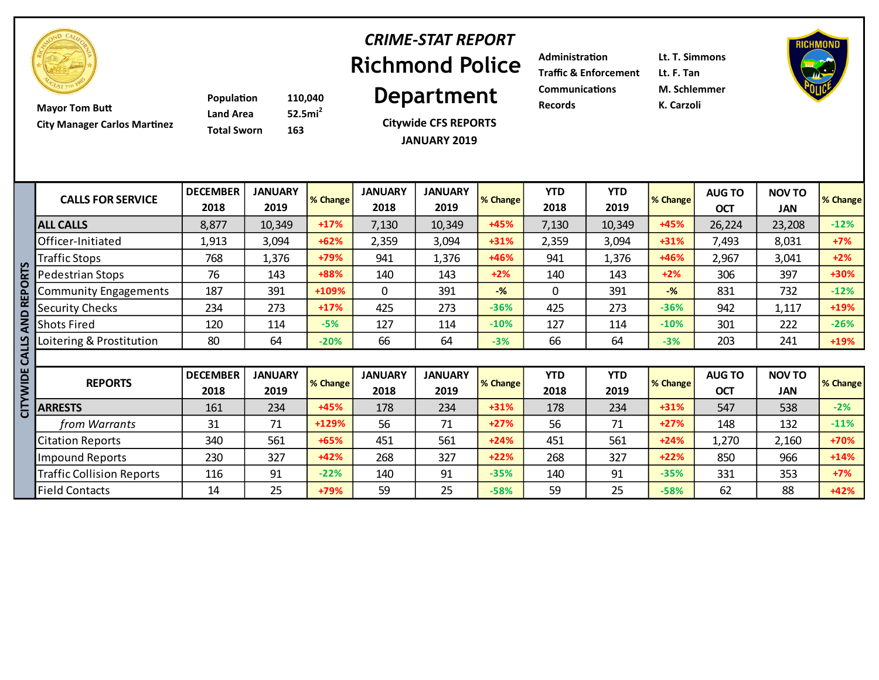# CRIME-STAT REPORT

## Richmond Police Department

Citywide CFS REPORTS
JANUARY 2019

Mayor Tom Butt
City Manager Carlos Martinez

| | |
|---|---|
| Population | 110,040 |
| Land Area | $52.5mi^2$ |
| Total Sworn | 163 |

| | |
|---|---|
| Administration | Lt. T. Simmons |
| Traffic & Enforcement | Lt. F. Tan |
| Communications | M. Schlemmer |
| Records | K. Carzoli |

CITYWIDE CALLS AND REPORTS

| CALLS FOR SERVICE | DECEMBER 2018 | JANUARY 2019 | % Change | JANUARY 2018 | JANUARY 2019 | % Change | YTD 2018 | YTD 2019 | % Change | AUG TO OCT | NOV TO JAN | % Change |
|---|---|---|---|---|---|---|---|---|---|---|---|---|
| **ALL CALLS** | 8,877 | 10,349 | +17% | 7,130 | 10,349 | +45% | 7,130 | 10,349 | +45% | 26,224 | 23,208 | -12% |
| Officer-Initiated | 1,913 | 3,094 | +62% | 2,359 | 3,094 | +31% | 2,359 | 3,094 | +31% | 7,493 | 8,031 | +7% |
| Traffic Stops | 768 | 1,376 | +79% | 941 | 1,376 | +46% | 941 | 1,376 | +46% | 2,967 | 3,041 | +2% |
| Pedestrian Stops | 76 | 143 | +88% | 140 | 143 | +2% | 140 | 143 | +2% | 306 | 397 | +30% |
| Community Engagements | 187 | 391 | +109% | 0 | 391 | -% | 0 | 391 | -% | 831 | 732 | -12% |
| Security Checks | 234 | 273 | +17% | 425 | 273 | -36% | 425 | 273 | -36% | 942 | 1,117 | +19% |
| Shots Fired | 120 | 114 | -5% | 127 | 114 | -10% | 127 | 114 | -10% | 301 | 222 | -26% |
| Loitering & Prostitution | 80 | 64 | -20% | 66 | 64 | -3% | 66 | 64 | -3% | 203 | 241 | +19% |

| REPORTS | DECEMBER 2018 | JANUARY 2019 | % Change | JANUARY 2018 | JANUARY 2019 | % Change | YTD 2018 | YTD 2019 | % Change | AUG TO OCT | NOV TO JAN | % Change |
|---|---|---|---|---|---|---|---|---|---|---|---|---|
| **ARRESTS** | 161 | 234 | +45% | 178 | 234 | +31% | 178 | 234 | +31% | 547 | 538 | -2% |
| *from Warrants* | 31 | 71 | +129% | 56 | 71 | +27% | 56 | 71 | +27% | 148 | 132 | -11% |
| Citation Reports | 340 | 561 | +65% | 451 | 561 | +24% | 451 | 561 | +24% | 1,270 | 2,160 | +70% |
| Impound Reports | 230 | 327 | +42% | 268 | 327 | +22% | 268 | 327 | +22% | 850 | 966 | +14% |
| Traffic Collision Reports | 116 | 91 | -22% | 140 | 91 | -35% | 140 | 91 | -35% | 331 | 353 | +7% |
| Field Contacts | 14 | 25 | +79% | 59 | 25 | -58% | 59 | 25 | -58% | 62 | 88 | +42% |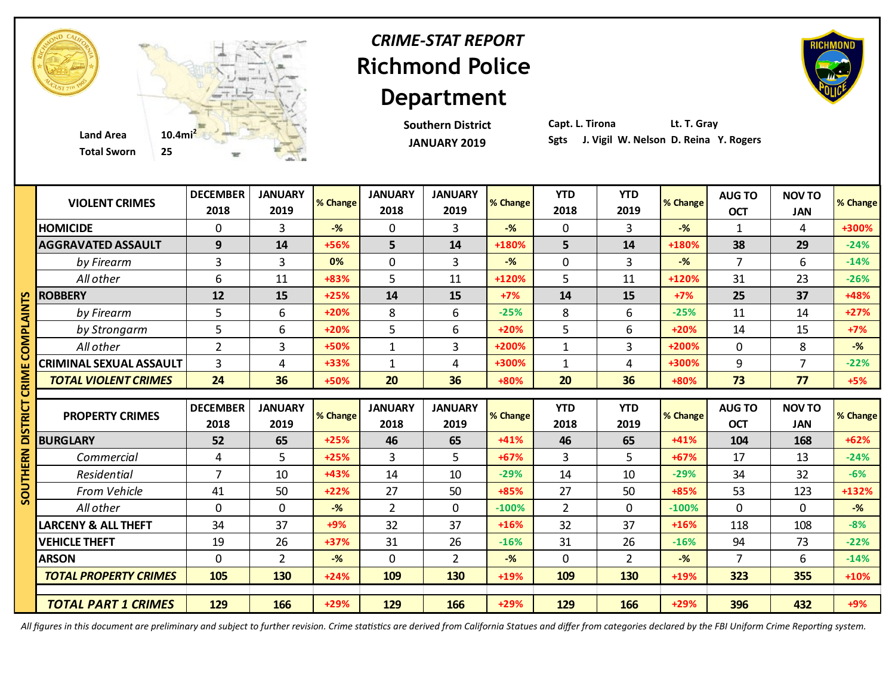# *CRIME-STAT REPORT*

# Richmond Police Department

**Land Area** 10.4mi$^2$
**Total Sworn** 25

**Southern District**
**JANUARY 2019**

**Capt. L. Tirona** **Lt. T. Gray**
**Sgts J. Vigil W. Nelson D. Reina Y. Rogers**

**SOUTHERN DISTRICT CRIME COMPLAINTS**

| VIOLENT CRIMES | DECEMBER 2018 | JANUARY 2019 | % Change | JANUARY 2018 | JANUARY 2019 | % Change | YTD 2018 | YTD 2019 | % Change | AUG TO OCT | NOV TO JAN | % Change |
|---|---|---|---|---|---|---|---|---|---|---|---|---|
| HOMICIDE | 0 | 3 | -% | 0 | 3 | -% | 0 | 3 | -% | 1 | 4 | +300% |
| **AGGRAVATED ASSAULT** | **9** | **14** | +56% | **5** | **14** | +180% | **5** | **14** | +180% | **38** | **29** | -24% |
| *by Firearm* | 3 | 3 | 0% | 0 | 3 | -% | 0 | 3 | -% | 7 | 6 | -14% |
| *All other* | 6 | 11 | +83% | 5 | 11 | +120% | 5 | 11 | +120% | 31 | 23 | -26% |
| **ROBBERY** | **12** | **15** | +25% | **14** | **15** | +7% | **14** | **15** | +7% | **25** | **37** | +48% |
| *by Firearm* | 5 | 6 | +20% | 8 | 6 | -25% | 8 | 6 | -25% | 11 | 14 | +27% |
| *by Strongarm* | 5 | 6 | +20% | 5 | 6 | +20% | 5 | 6 | +20% | 14 | 15 | +7% |
| *All other* | 2 | 3 | +50% | 1 | 3 | +200% | 1 | 3 | +200% | 0 | 8 | -% |
| CRIMINAL SEXUAL ASSAULT | 3 | 4 | +33% | 1 | 4 | +300% | 1 | 4 | +300% | 9 | 7 | -22% |
| ***TOTAL VIOLENT CRIMES*** | **24** | **36** | +50% | **20** | **36** | +80% | **20** | **36** | +80% | **73** | **77** | +5% |

| PROPERTY CRIMES | DECEMBER 2018 | JANUARY 2019 | % Change | JANUARY 2018 | JANUARY 2019 | % Change | YTD 2018 | YTD 2019 | % Change | AUG TO OCT | NOV TO JAN | % Change |
|---|---|---|---|---|---|---|---|---|---|---|---|---|
| **BURGLARY** | **52** | **65** | +25% | **46** | **65** | +41% | **46** | **65** | +41% | **104** | **168** | +62% |
| *Commercial* | 4 | 5 | +25% | 3 | 5 | +67% | 3 | 5 | +67% | 17 | 13 | -24% |
| *Residential* | 7 | 10 | +43% | 14 | 10 | -29% | 14 | 10 | -29% | 34 | 32 | -6% |
| *From Vehicle* | 41 | 50 | +22% | 27 | 50 | +85% | 27 | 50 | +85% | 53 | 123 | +132% |
| *All other* | 0 | 0 | -% | 2 | 0 | -100% | 2 | 0 | -100% | 0 | 0 | -% |
| LARCENY & ALL THEFT | 34 | 37 | +9% | 32 | 37 | +16% | 32 | 37 | +16% | 118 | 108 | -8% |
| VEHICLE THEFT | 19 | 26 | +37% | 31 | 26 | -16% | 31 | 26 | -16% | 94 | 73 | -22% |
| ARSON | 0 | 2 | -% | 0 | 2 | -% | 0 | 2 | -% | 7 | 6 | -14% |
| ***TOTAL PROPERTY CRIMES*** | **105** | **130** | +24% | **109** | **130** | +19% | **109** | **130** | +19% | **323** | **355** | +10% |
| ***TOTAL PART 1 CRIMES*** | **129** | **166** | +29% | **129** | **166** | +29% | **129** | **166** | +29% | **396** | **432** | +9% |

*All figures in this document are preliminary and subject to further revision. Crime statistics are derived from California Statues and differ from categories declared by the FBI Uniform Crime Reporting system.*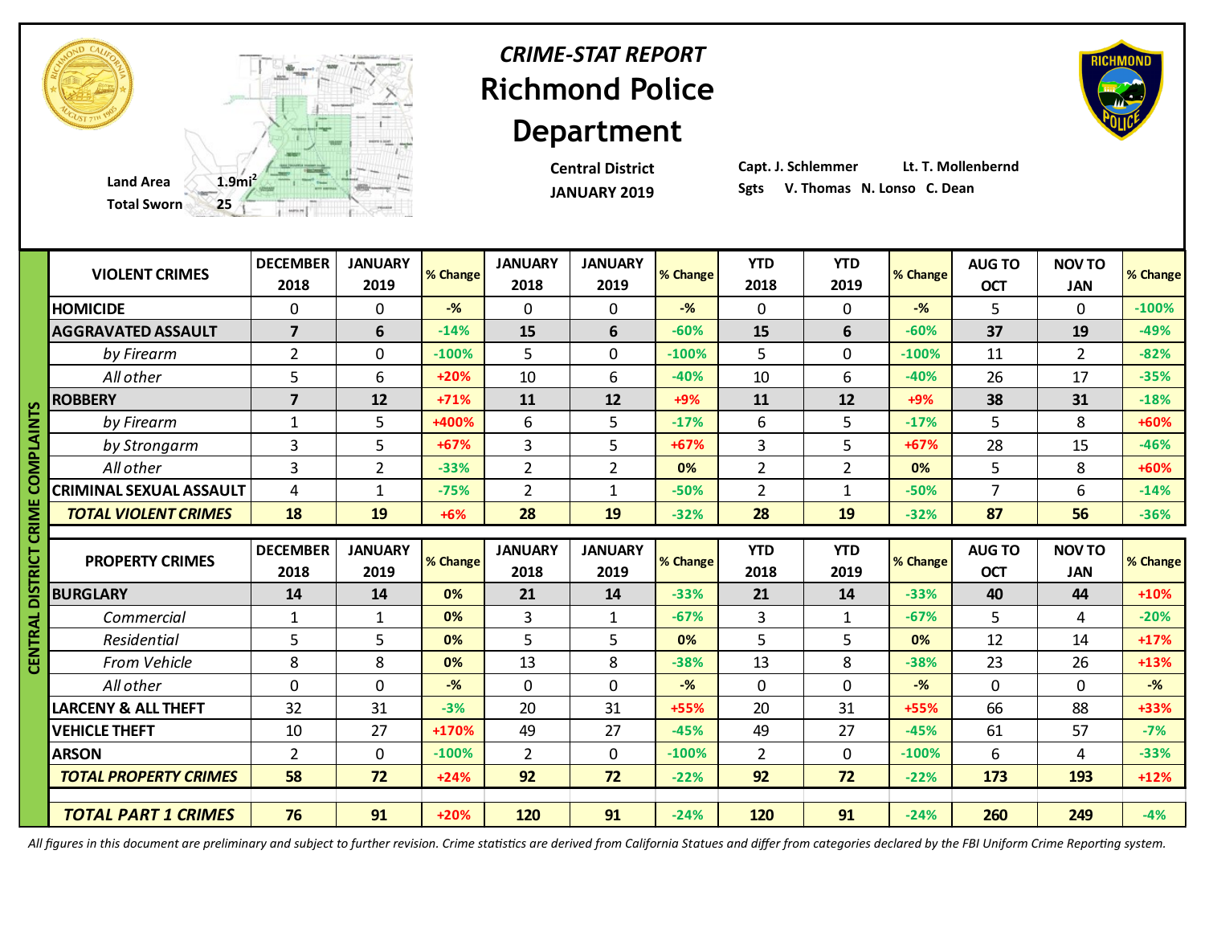# CRIME-STAT REPORT

# Richmond Police Department

Land Area 1.9mi[2]
Total Sworn 25

**Central District**
**JANUARY 2019**

**Capt. J. Schlemmer** **Lt. T. Mollenbernd**
**Sgts V. Thomas N. Lonso C. Dean**

**CENTRAL DISTRICT CRIME COMPLAINTS**

| VIOLENT CRIMES | DECEMBER 2018 | JANUARY 2019 | % Change | JANUARY 2018 | JANUARY 2019 | % Change | YTD 2018 | YTD 2019 | % Change | AUG TO OCT | NOV TO JAN | % Change |
|---|---|---|---|---|---|---|---|---|---|---|---|---|
| HOMICIDE | 0 | 0 | -% | 0 | 0 | -% | 0 | 0 | -% | 5 | 0 | -100% |
| **AGGRAVATED ASSAULT** | **7** | **6** | -14% | **15** | **6** | -60% | **15** | **6** | -60% | **37** | **19** | -49% |
| *by Firearm* | 2 | 0 | -100% | 5 | 0 | -100% | 5 | 0 | -100% | 11 | 2 | -82% |
| *All other* | 5 | 6 | +20% | 10 | 6 | -40% | 10 | 6 | -40% | 26 | 17 | -35% |
| **ROBBERY** | **7** | **12** | +71% | **11** | **12** | +9% | **11** | **12** | +9% | **38** | **31** | -18% |
| *by Firearm* | 1 | 5 | +400% | 6 | 5 | -17% | 6 | 5 | -17% | 5 | 8 | +60% |
| *by Strongarm* | 3 | 5 | +67% | 3 | 5 | +67% | 3 | 5 | +67% | 28 | 15 | -46% |
| *All other* | 3 | 2 | -33% | 2 | 2 | 0% | 2 | 2 | 0% | 5 | 8 | +60% |
| CRIMINAL SEXUAL ASSAULT | 4 | 1 | -75% | 2 | 1 | -50% | 2 | 1 | -50% | 7 | 6 | -14% |
| ***TOTAL VIOLENT CRIMES*** | **18** | **19** | +6% | **28** | **19** | -32% | **28** | **19** | -32% | **87** | **56** | -36% |

| PROPERTY CRIMES | DECEMBER 2018 | JANUARY 2019 | % Change | JANUARY 2018 | JANUARY 2019 | % Change | YTD 2018 | YTD 2019 | % Change | AUG TO OCT | NOV TO JAN | % Change |
|---|---|---|---|---|---|---|---|---|---|---|---|---|
| **BURGLARY** | **14** | **14** | 0% | **21** | **14** | -33% | **21** | **14** | -33% | **40** | **44** | +10% |
| *Commercial* | 1 | 1 | 0% | 3 | 1 | -67% | 3 | 1 | -67% | 5 | 4 | -20% |
| *Residential* | 5 | 5 | 0% | 5 | 5 | 0% | 5 | 5 | 0% | 12 | 14 | +17% |
| *From Vehicle* | 8 | 8 | 0% | 13 | 8 | -38% | 13 | 8 | -38% | 23 | 26 | +13% |
| *All other* | 0 | 0 | -% | 0 | 0 | -% | 0 | 0 | -% | 0 | 0 | -% |
| LARCENY & ALL THEFT | 32 | 31 | -3% | 20 | 31 | +55% | 20 | 31 | +55% | 66 | 88 | +33% |
| VEHICLE THEFT | 10 | 27 | +170% | 49 | 27 | -45% | 49 | 27 | -45% | 61 | 57 | -7% |
| ARSON | 2 | 0 | -100% | 2 | 0 | -100% | 2 | 0 | -100% | 6 | 4 | -33% |
| ***TOTAL PROPERTY CRIMES*** | **58** | **72** | +24% | **92** | **72** | -22% | **92** | **72** | -22% | **173** | **193** | +12% |
| ***TOTAL PART 1 CRIMES*** | **76** | **91** | +20% | **120** | **91** | -24% | **120** | **91** | -24% | **260** | **249** | -4% |

*All figures in this document are preliminary and subject to further revision. Crime statistics are derived from California Statues and differ from categories declared by the FBI Uniform Crime Reporting system.*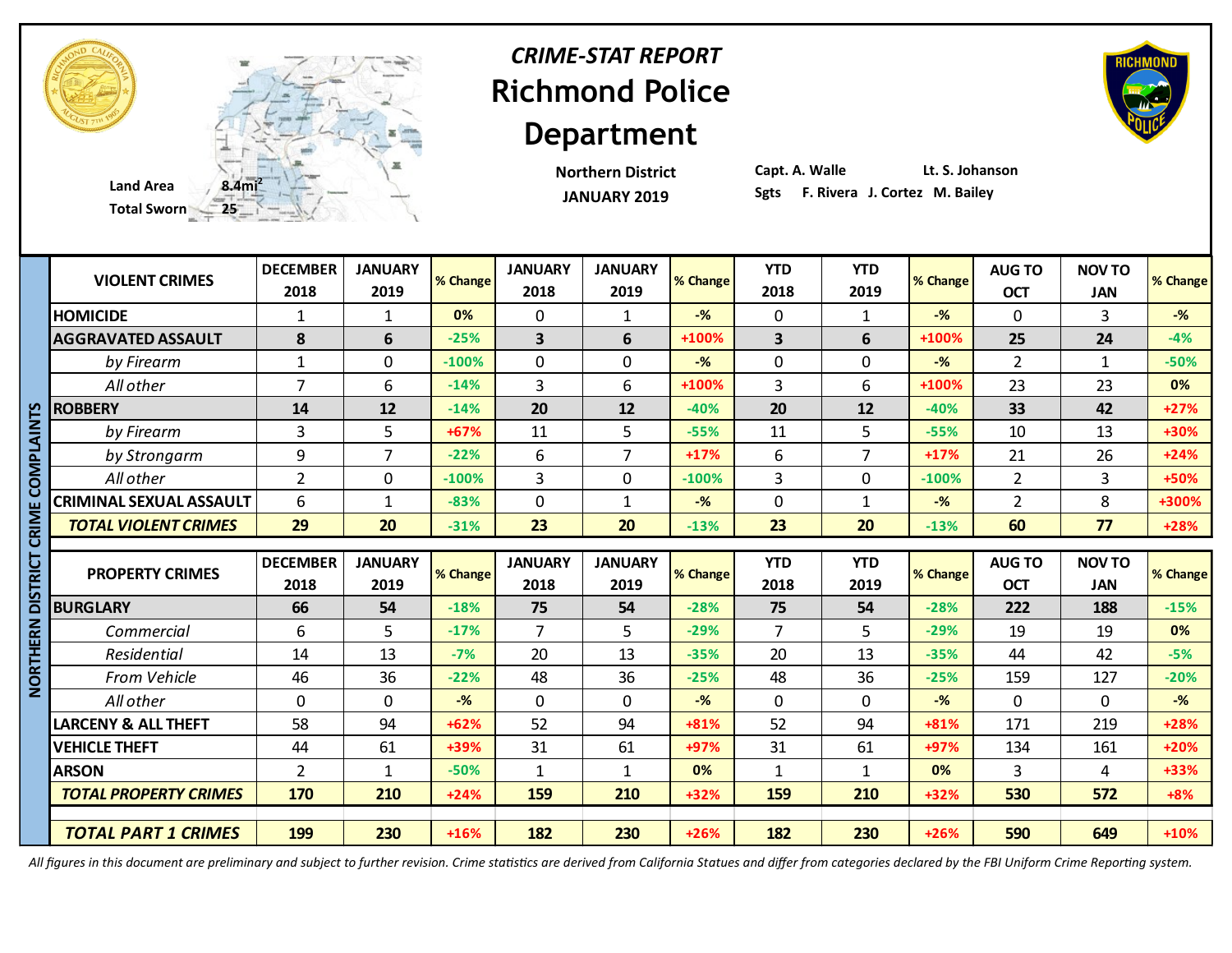*CRIME-STAT REPORT*

# Richmond Police Department

**Northern District**
**JANUARY 2019**

Capt. A. Walle — Lt. S. Johanson
Sgts — F. Rivera, J. Cortez, M. Bailey

Land Area: 8.4mi$^2$
Total Sworn: 25

## NORTHERN DISTRICT CRIME COMPLAINTS

| VIOLENT CRIMES | DECEMBER 2018 | JANUARY 2019 | % Change | JANUARY 2018 | JANUARY 2019 | % Change | YTD 2018 | YTD 2019 | % Change | AUG TO OCT | NOV TO JAN | % Change |
|---|---|---|---|---|---|---|---|---|---|---|---|---|
| HOMICIDE | 1 | 1 | 0% | 0 | 1 | -% | 0 | 1 | -% | 0 | 3 | -% |
| **AGGRAVATED ASSAULT** | **8** | **6** | -25% | **3** | **6** | +100% | **3** | **6** | +100% | **25** | **24** | -4% |
| *by Firearm* | 1 | 0 | -100% | 0 | 0 | -% | 0 | 0 | -% | 2 | 1 | -50% |
| *All other* | 7 | 6 | -14% | 3 | 6 | +100% | 3 | 6 | +100% | 23 | 23 | 0% |
| **ROBBERY** | **14** | **12** | -14% | **20** | **12** | -40% | **20** | **12** | -40% | **33** | **42** | +27% |
| *by Firearm* | 3 | 5 | +67% | 11 | 5 | -55% | 11 | 5 | -55% | 10 | 13 | +30% |
| *by Strongarm* | 9 | 7 | -22% | 6 | 7 | +17% | 6 | 7 | +17% | 21 | 26 | +24% |
| *All other* | 2 | 0 | -100% | 3 | 0 | -100% | 3 | 0 | -100% | 2 | 3 | +50% |
| CRIMINAL SEXUAL ASSAULT | 6 | 1 | -83% | 0 | 1 | -% | 0 | 1 | -% | 2 | 8 | +300% |
| ***TOTAL VIOLENT CRIMES*** | **29** | **20** | -31% | **23** | **20** | -13% | **23** | **20** | -13% | **60** | **77** | +28% |

| PROPERTY CRIMES | DECEMBER 2018 | JANUARY 2019 | % Change | JANUARY 2018 | JANUARY 2019 | % Change | YTD 2018 | YTD 2019 | % Change | AUG TO OCT | NOV TO JAN | % Change |
|---|---|---|---|---|---|---|---|---|---|---|---|---|
| **BURGLARY** | **66** | **54** | -18% | **75** | **54** | -28% | **75** | **54** | -28% | **222** | **188** | -15% |
| *Commercial* | 6 | 5 | -17% | 7 | 5 | -29% | 7 | 5 | -29% | 19 | 19 | 0% |
| *Residential* | 14 | 13 | -7% | 20 | 13 | -35% | 20 | 13 | -35% | 44 | 42 | -5% |
| *From Vehicle* | 46 | 36 | -22% | 48 | 36 | -25% | 48 | 36 | -25% | 159 | 127 | -20% |
| *All other* | 0 | 0 | -% | 0 | 0 | -% | 0 | 0 | -% | 0 | 0 | -% |
| LARCENY & ALL THEFT | 58 | 94 | +62% | 52 | 94 | +81% | 52 | 94 | +81% | 171 | 219 | +28% |
| VEHICLE THEFT | 44 | 61 | +39% | 31 | 61 | +97% | 31 | 61 | +97% | 134 | 161 | +20% |
| ARSON | 2 | 1 | -50% | 1 | 1 | 0% | 1 | 1 | 0% | 3 | 4 | +33% |
| ***TOTAL PROPERTY CRIMES*** | **170** | **210** | +24% | **159** | **210** | +32% | **159** | **210** | +32% | **530** | **572** | +8% |
| ***TOTAL PART 1 CRIMES*** | **199** | **230** | +16% | **182** | **230** | +26% | **182** | **230** | +26% | **590** | **649** | +10% |

*All figures in this document are preliminary and subject to further revision. Crime statistics are derived from California Statues and differ from categories declared by the FBI Uniform Crime Reporting system.*